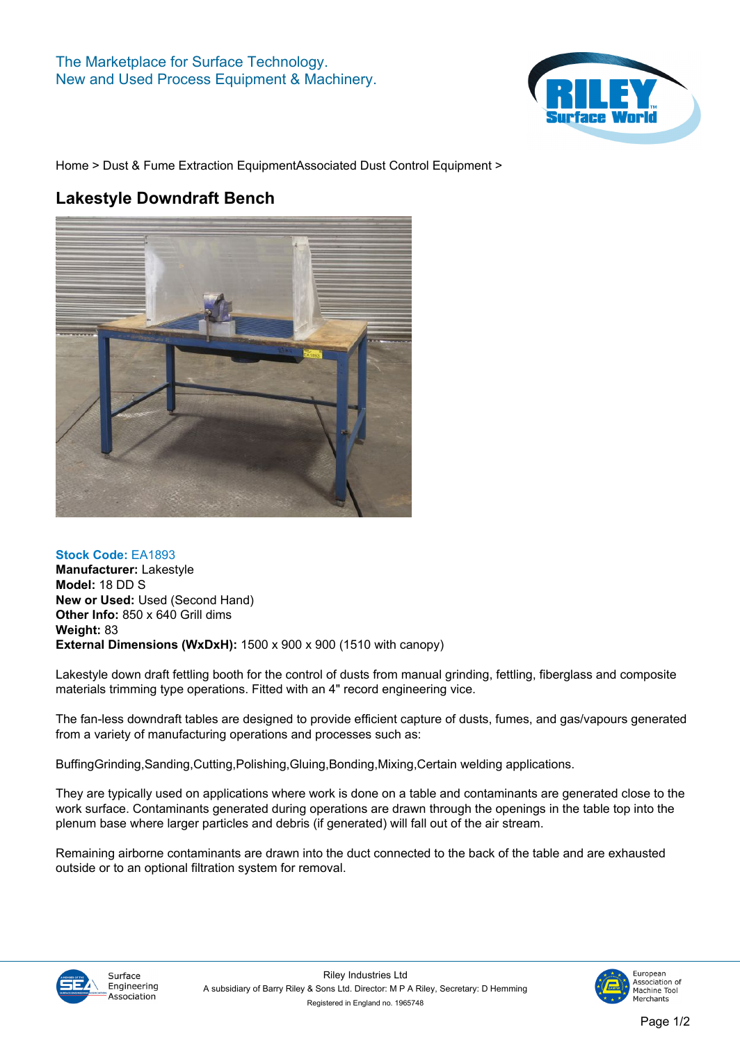The Marketplace for Surface Technology.
New and Used Process Equipment & Machinery.

Home > Dust & Fume Extraction EquipmentAssociated Dust Control Equipment >

# Lakestyle Downdraft Bench

**Stock Code:** EA1893
**Manufacturer:** Lakestyle
**Model:** 18 DD S
**New or Used:** Used (Second Hand)
**Other Info:** 850 x 640 Grill dims
**Weight:** 83
**External Dimensions (WxDxH):** 1500 x 900 x 900 (1510 with canopy)

Lakestyle down draft fettling booth for the control of dusts from manual grinding, fettling, fiberglass and composite materials trimming type operations. Fitted with an 4" record engineering vice.

The fan-less downdraft tables are designed to provide efficient capture of dusts, fumes, and gas/vapours generated from a variety of manufacturing operations and processes such as:

BuffingGrinding,Sanding,Cutting,Polishing,Gluing,Bonding,Mixing,Certain welding applications.

They are typically used on applications where work is done on a table and contaminants are generated close to the work surface. Contaminants generated during operations are drawn through the openings in the table top into the plenum base where larger particles and debris (if generated) will fall out of the air stream.

Remaining airborne contaminants are drawn into the duct connected to the back of the table and are exhausted outside or to an optional filtration system for removal.

Riley Industries Ltd
A subsidiary of Barry Riley & Sons Ltd. Director: M P A Riley, Secretary: D Hemming
Registered in England no. 1965748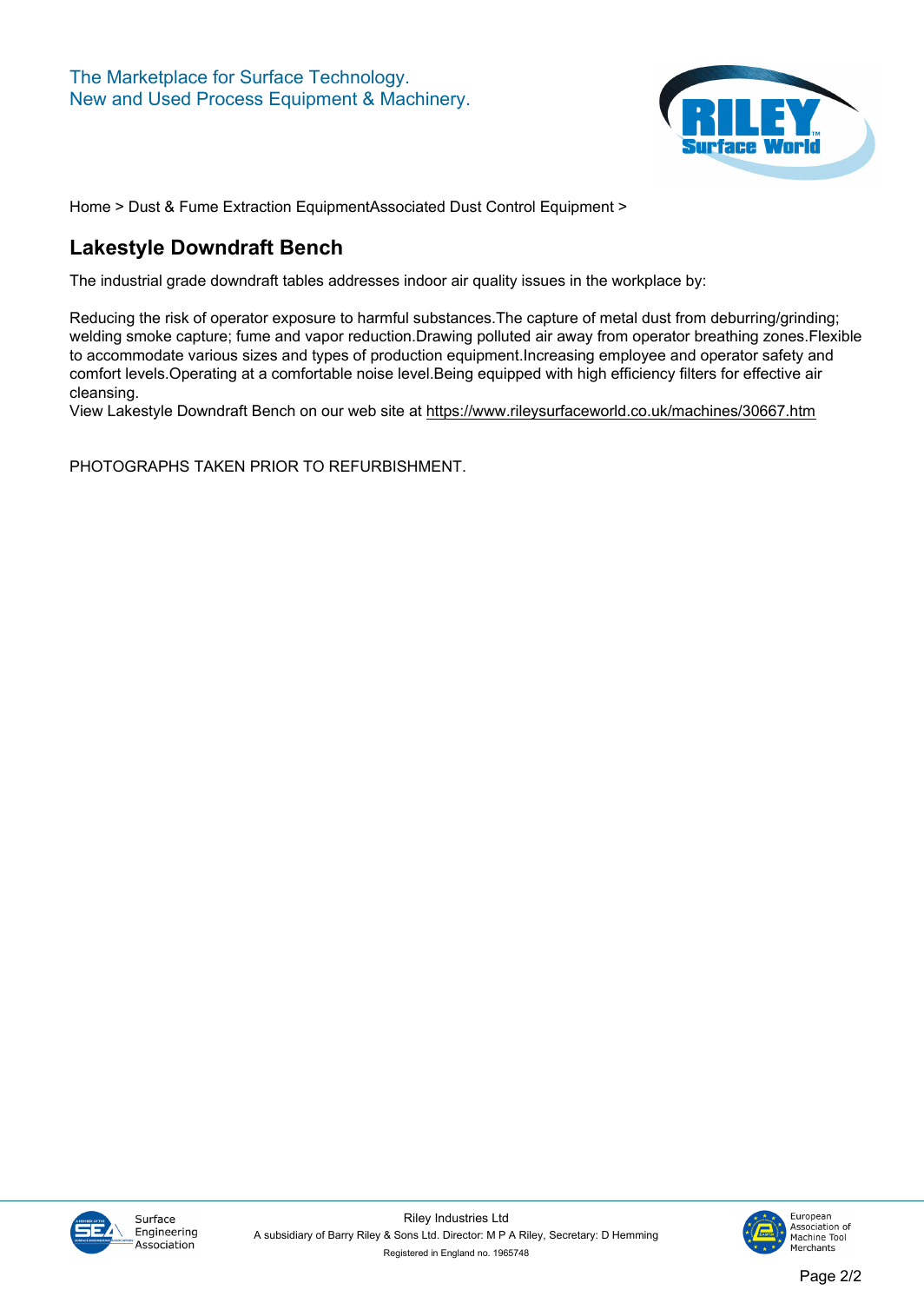The Marketplace for Surface Technology.
New and Used Process Equipment & Machinery.

Home > Dust & Fume Extraction EquipmentAssociated Dust Control Equipment >

## Lakestyle Downdraft Bench

The industrial grade downdraft tables addresses indoor air quality issues in the workplace by:

Reducing the risk of operator exposure to harmful substances.The capture of metal dust from deburring/grinding; welding smoke capture; fume and vapor reduction.Drawing polluted air away from operator breathing zones.Flexible to accommodate various sizes and types of production equipment.Increasing employee and operator safety and comfort levels.Operating at a comfortable noise level.Being equipped with high efficiency filters for effective air cleansing.
View Lakestyle Downdraft Bench on our web site at https://www.rileysurfaceworld.co.uk/machines/30667.htm

PHOTOGRAPHS TAKEN PRIOR TO REFURBISHMENT.

Riley Industries Ltd
A subsidiary of Barry Riley & Sons Ltd. Director: M P A Riley, Secretary: D Hemming
Registered in England no. 1965748